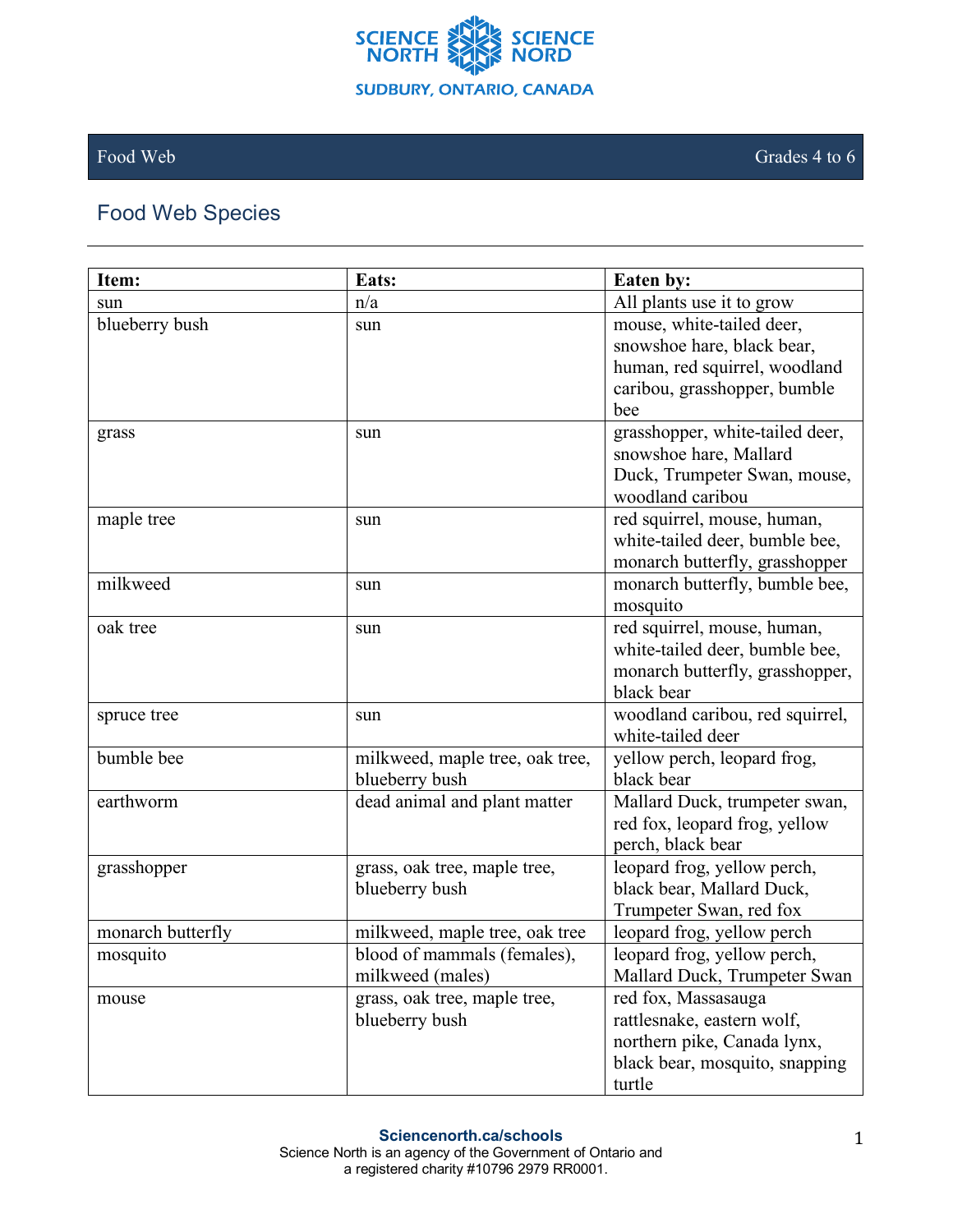SCIENCE NORTH SCIENCE NORD
SUDBURY, ONTARIO, CANADA

Food Web — Grades 4 to 6

## Food Web Species

| Item: | Eats: | Eaten by: |
| --- | --- | --- |
| sun | n/a | All plants use it to grow |
| blueberry bush | sun | mouse, white-tailed deer, snowshoe hare, black bear, human, red squirrel, woodland caribou, grasshopper, bumble bee |
| grass | sun | grasshopper, white-tailed deer, snowshoe hare, Mallard Duck, Trumpeter Swan, mouse, woodland caribou |
| maple tree | sun | red squirrel, mouse, human, white-tailed deer, bumble bee, monarch butterfly, grasshopper |
| milkweed | sun | monarch butterfly, bumble bee, mosquito |
| oak tree | sun | red squirrel, mouse, human, white-tailed deer, bumble bee, monarch butterfly, grasshopper, black bear |
| spruce tree | sun | woodland caribou, red squirrel, white-tailed deer |
| bumble bee | milkweed, maple tree, oak tree, blueberry bush | yellow perch, leopard frog, black bear |
| earthworm | dead animal and plant matter | Mallard Duck, trumpeter swan, red fox, leopard frog, yellow perch, black bear |
| grasshopper | grass, oak tree, maple tree, blueberry bush | leopard frog, yellow perch, black bear, Mallard Duck, Trumpeter Swan, red fox |
| monarch butterfly | milkweed, maple tree, oak tree | leopard frog, yellow perch |
| mosquito | blood of mammals (females), milkweed (males) | leopard frog, yellow perch, Mallard Duck, Trumpeter Swan |
| mouse | grass, oak tree, maple tree, blueberry bush | red fox, Massasauga rattlesnake, eastern wolf, northern pike, Canada lynx, black bear, mosquito, snapping turtle |

Sciencenorth.ca/schools
Science North is an agency of the Government of Ontario and a registered charity #10796 2979 RR0001.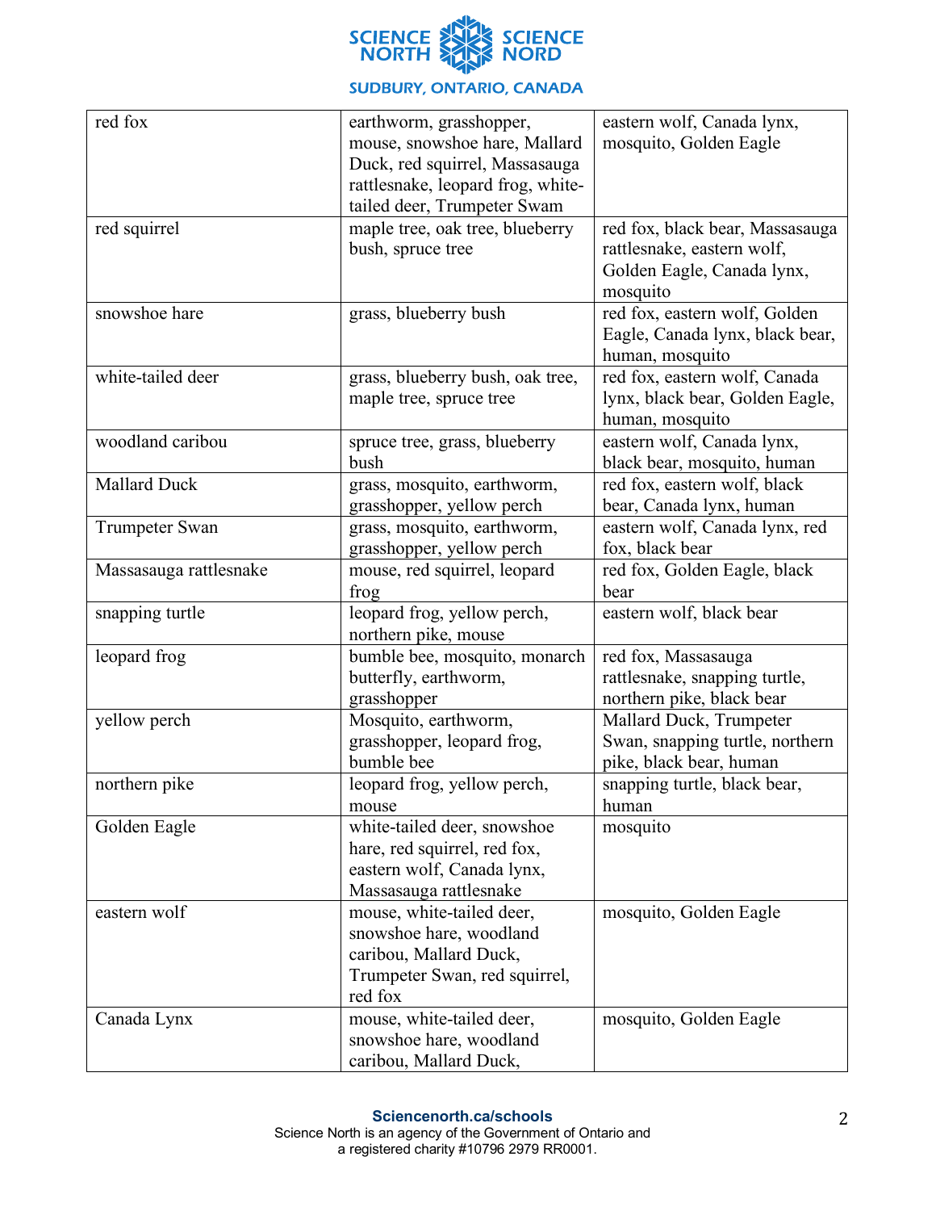| red fox | earthworm, grasshopper, mouse, snowshoe hare, Mallard Duck, red squirrel, Massasauga rattlesnake, leopard frog, white-tailed deer, Trumpeter Swam | eastern wolf, Canada lynx, mosquito, Golden Eagle |
|---|---|---|
| red squirrel | maple tree, oak tree, blueberry bush, spruce tree | red fox, black bear, Massasauga rattlesnake, eastern wolf, Golden Eagle, Canada lynx, mosquito |
| snowshoe hare | grass, blueberry bush | red fox, eastern wolf, Golden Eagle, Canada lynx, black bear, human, mosquito |
| white-tailed deer | grass, blueberry bush, oak tree, maple tree, spruce tree | red fox, eastern wolf, Canada lynx, black bear, Golden Eagle, human, mosquito |
| woodland caribou | spruce tree, grass, blueberry bush | eastern wolf, Canada lynx, black bear, mosquito, human |
| Mallard Duck | grass, mosquito, earthworm, grasshopper, yellow perch | red fox, eastern wolf, black bear, Canada lynx, human |
| Trumpeter Swan | grass, mosquito, earthworm, grasshopper, yellow perch | eastern wolf, Canada lynx, red fox, black bear |
| Massasauga rattlesnake | mouse, red squirrel, leopard frog | red fox, Golden Eagle, black bear |
| snapping turtle | leopard frog, yellow perch, northern pike, mouse | eastern wolf, black bear |
| leopard frog | bumble bee, mosquito, monarch butterfly, earthworm, grasshopper | red fox, Massasauga rattlesnake, snapping turtle, northern pike, black bear |
| yellow perch | Mosquito, earthworm, grasshopper, leopard frog, bumble bee | Mallard Duck, Trumpeter Swan, snapping turtle, northern pike, black bear, human |
| northern pike | leopard frog, yellow perch, mouse | snapping turtle, black bear, human |
| Golden Eagle | white-tailed deer, snowshoe hare, red squirrel, red fox, eastern wolf, Canada lynx, Massasauga rattlesnake | mosquito |
| eastern wolf | mouse, white-tailed deer, snowshoe hare, woodland caribou, Mallard Duck, Trumpeter Swan, red squirrel, red fox | mosquito, Golden Eagle |
| Canada Lynx | mouse, white-tailed deer, snowshoe hare, woodland caribou, Mallard Duck, | mosquito, Golden Eagle |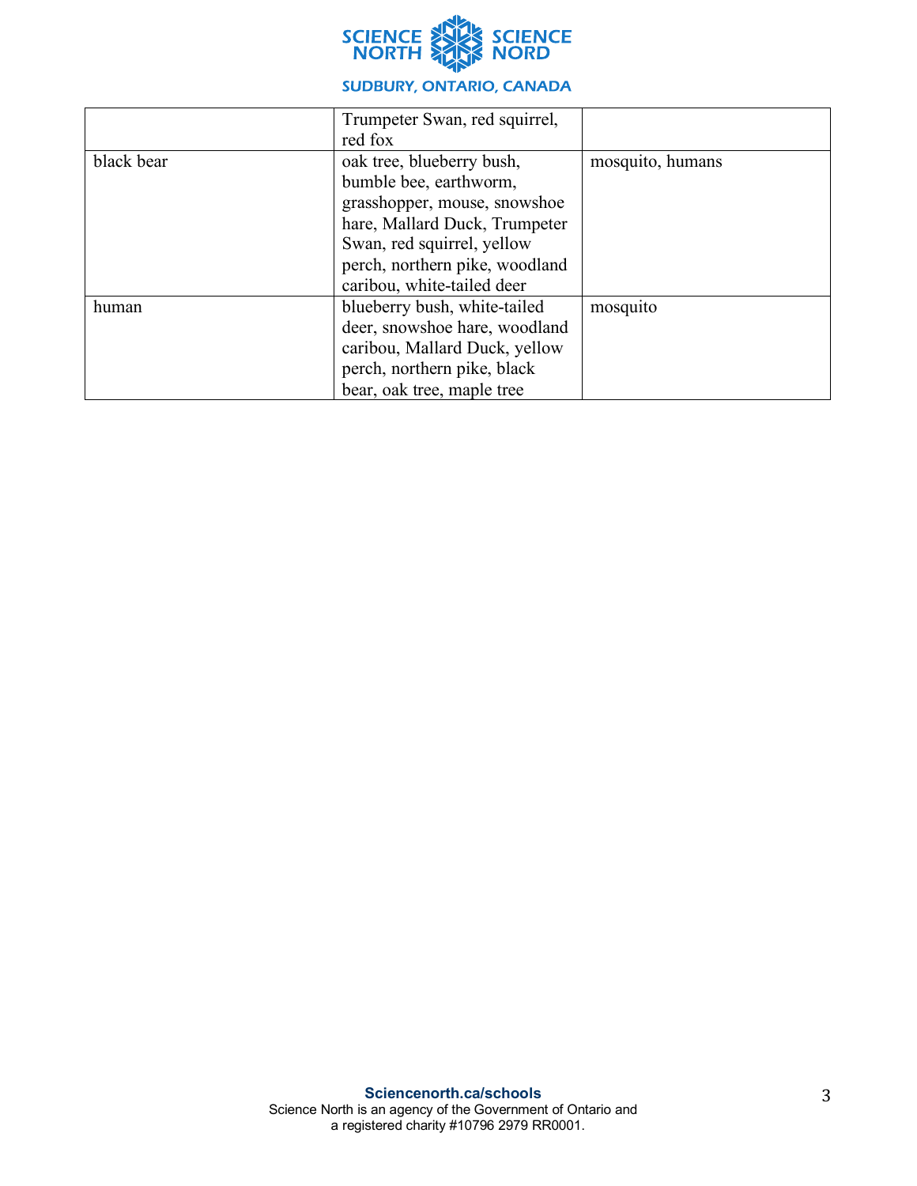| | | |
|---|---|---|
| | Trumpeter Swan, red squirrel, red fox | |
| black bear | oak tree, blueberry bush, bumble bee, earthworm, grasshopper, mouse, snowshoe hare, Mallard Duck, Trumpeter Swan, red squirrel, yellow perch, northern pike, woodland caribou, white-tailed deer | mosquito, humans |
| human | blueberry bush, white-tailed deer, snowshoe hare, woodland caribou, Mallard Duck, yellow perch, northern pike, black bear, oak tree, maple tree | mosquito |